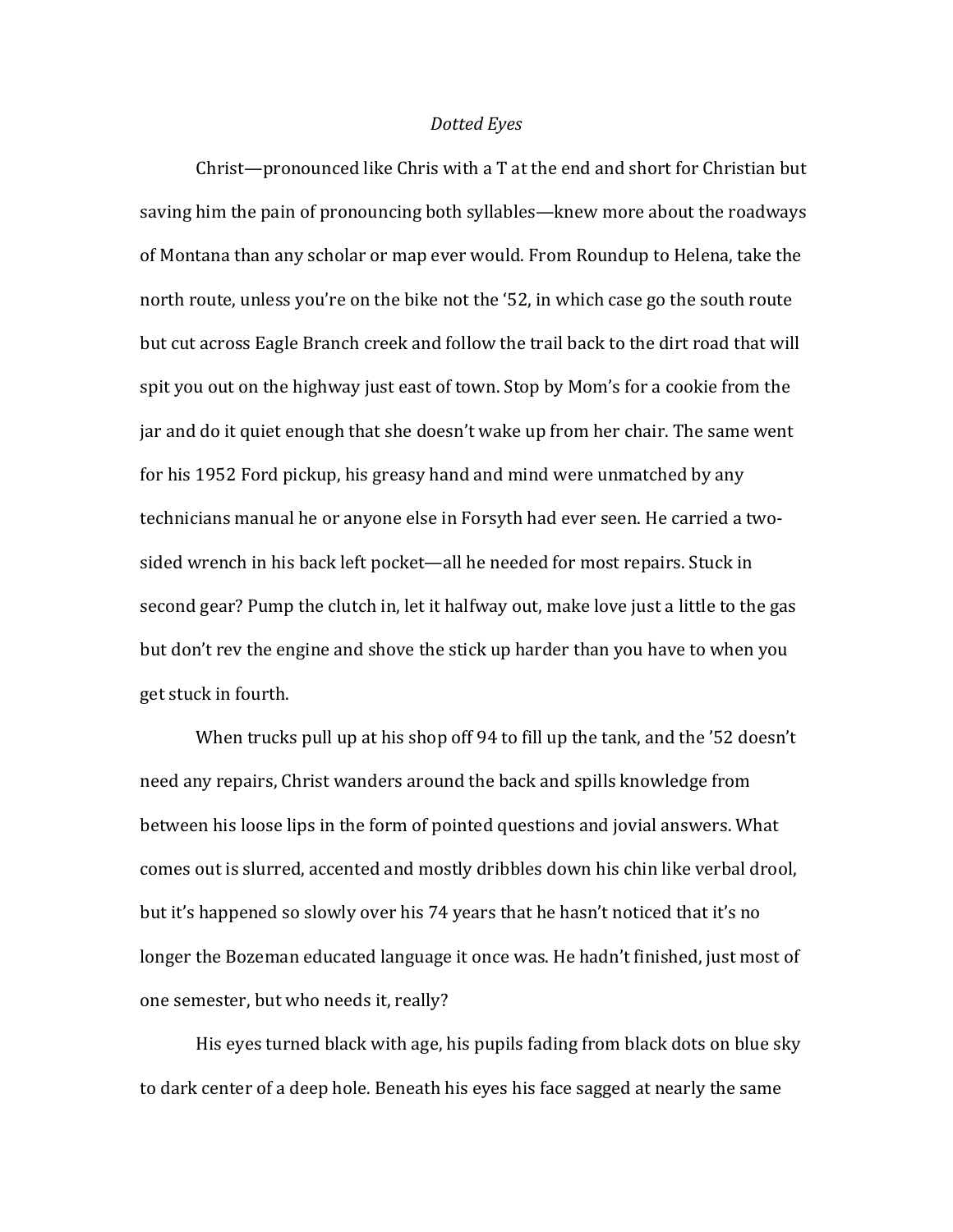*Dotted Eyes*

Christ—pronounced like Chris with a T at the end and short for Christian but saving him the pain of pronouncing both syllables—knew more about the roadways of Montana than any scholar or map ever would. From Roundup to Helena, take the north route, unless you're on the bike not the '52, in which case go the south route but cut across Eagle Branch creek and follow the trail back to the dirt road that will spit you out on the highway just east of town. Stop by Mom's for a cookie from the jar and do it quiet enough that she doesn't wake up from her chair. The same went for his 1952 Ford pickup, his greasy hand and mind were unmatched by any technicians manual he or anyone else in Forsyth had ever seen. He carried a two-sided wrench in his back left pocket—all he needed for most repairs. Stuck in second gear? Pump the clutch in, let it halfway out, make love just a little to the gas but don't rev the engine and shove the stick up harder than you have to when you get stuck in fourth.

When trucks pull up at his shop off 94 to fill up the tank, and the '52 doesn't need any repairs, Christ wanders around the back and spills knowledge from between his loose lips in the form of pointed questions and jovial answers. What comes out is slurred, accented and mostly dribbles down his chin like verbal drool, but it's happened so slowly over his 74 years that he hasn't noticed that it's no longer the Bozeman educated language it once was. He hadn't finished, just most of one semester, but who needs it, really?

His eyes turned black with age, his pupils fading from black dots on blue sky to dark center of a deep hole. Beneath his eyes his face sagged at nearly the same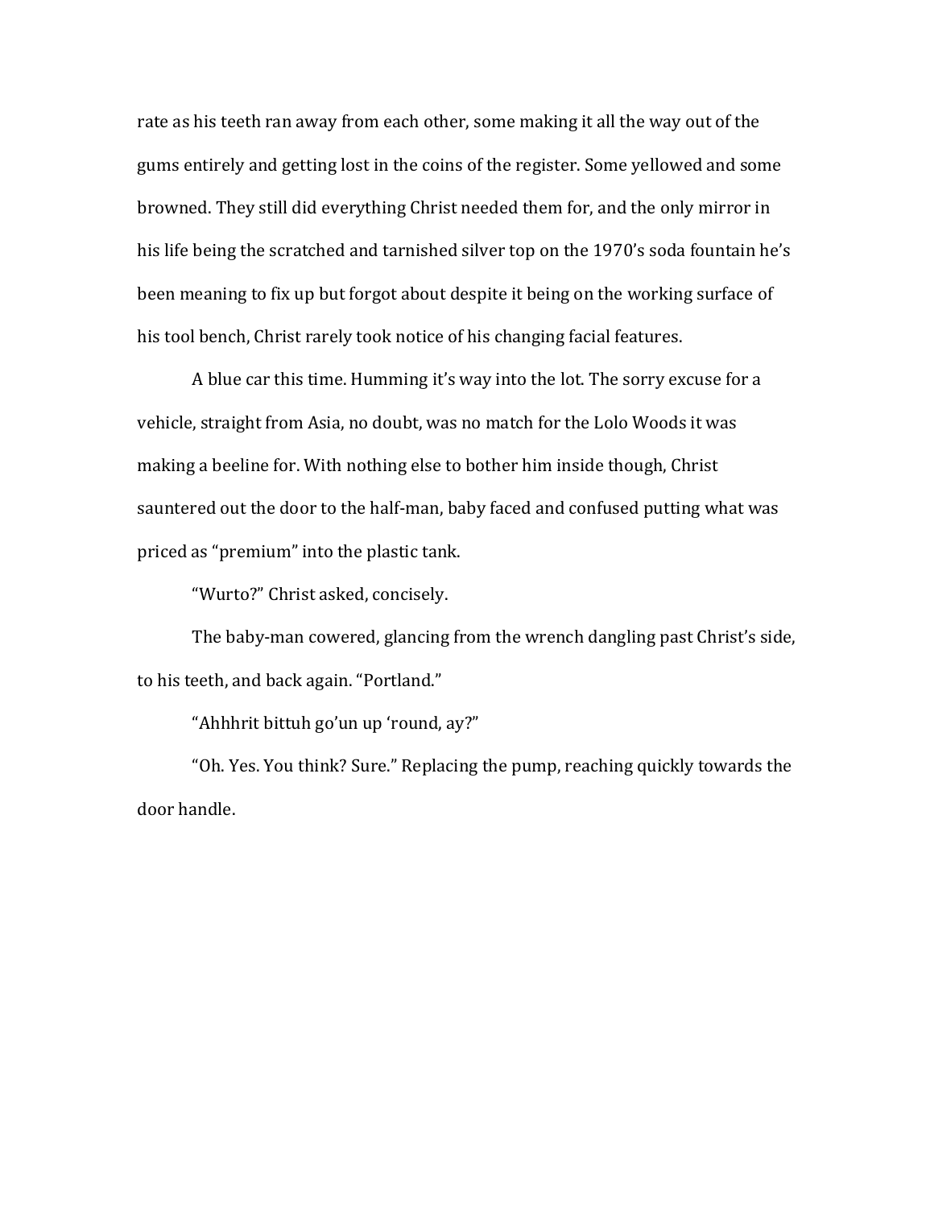rate as his teeth ran away from each other, some making it all the way out of the gums entirely and getting lost in the coins of the register. Some yellowed and some browned. They still did everything Christ needed them for, and the only mirror in his life being the scratched and tarnished silver top on the 1970's soda fountain he's been meaning to fix up but forgot about despite it being on the working surface of his tool bench, Christ rarely took notice of his changing facial features.

A blue car this time. Humming it's way into the lot. The sorry excuse for a vehicle, straight from Asia, no doubt, was no match for the Lolo Woods it was making a beeline for. With nothing else to bother him inside though, Christ sauntered out the door to the half-man, baby faced and confused putting what was priced as "premium" into the plastic tank.

"Wurto?" Christ asked, concisely.

The baby-man cowered, glancing from the wrench dangling past Christ's side, to his teeth, and back again. "Portland."

"Ahhhrit bittuh go'un up 'round, ay?"

"Oh. Yes. You think? Sure." Replacing the pump, reaching quickly towards the door handle.